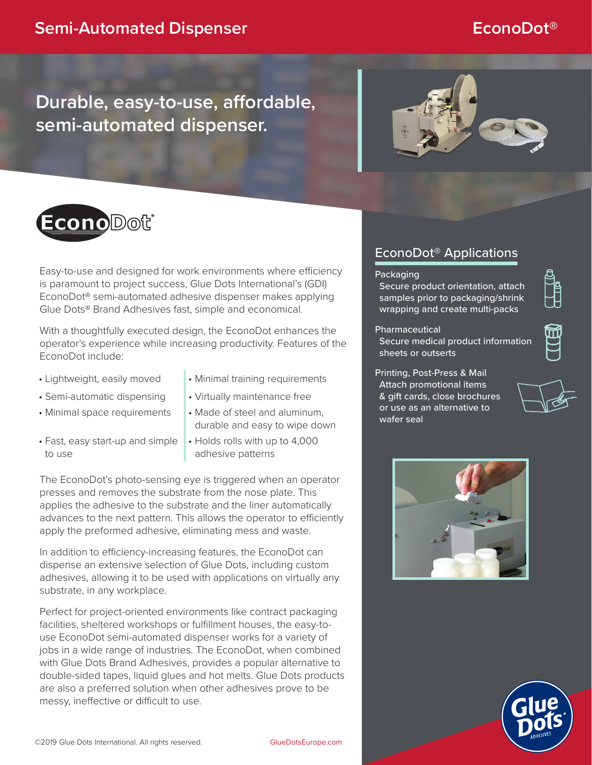# Semi-Automated Dispenser

EconoDot®

## Durable, easy-to-use, affordable, semi-automated dispenser.

EconoDot®

Easy-to-use and designed for work environments where efficiency is paramount to project success, Glue Dots International's (GDI) EconoDot® semi-automated adhesive dispenser makes applying Glue Dots® Brand Adhesives fast, simple and economical.

With a thoughtfully executed design, the EconoDot enhances the operator's experience while increasing productivity. Features of the EconoDot include:

- Lightweight, easily moved
- Semi-automatic dispensing
- Minimal space requirements
- Fast, easy start-up and simple to use
- Minimal training requirements
- Virtually maintenance free
- Made of steel and aluminum, durable and easy to wipe down
- Holds rolls with up to 4,000 adhesive patterns

The EconoDot's photo-sensing eye is triggered when an operator presses and removes the substrate from the nose plate. This applies the adhesive to the substrate and the liner automatically advances to the next pattern. This allows the operator to efficiently apply the preformed adhesive, eliminating mess and waste.

In addition to efficiency-increasing features, the EconoDot can dispense an extensive selection of Glue Dots, including custom adhesives, allowing it to be used with applications on virtually any substrate, in any workplace.

Perfect for project-oriented environments like contract packaging facilities, sheltered workshops or fulfillment houses, the easy-to-use EconoDot semi-automated dispenser works for a variety of jobs in a wide range of industries. The EconoDot, when combined with Glue Dots Brand Adhesives, provides a popular alternative to double-sided tapes, liquid glues and hot melts. Glue Dots products are also a preferred solution when other adhesives prove to be messy, ineffective or difficult to use.

## EconoDot® Applications

**Packaging**
Secure product orientation, attach samples prior to packaging/shrink wrapping and create multi-packs

**Pharmaceutical**
Secure medical product information sheets or outserts

**Printing, Post-Press & Mail**
Attach promotional items & gift cards, close brochures or use as an alternative to wafer seal

©2019 Glue Dots International. All rights reserved. GlueDotsEurope.com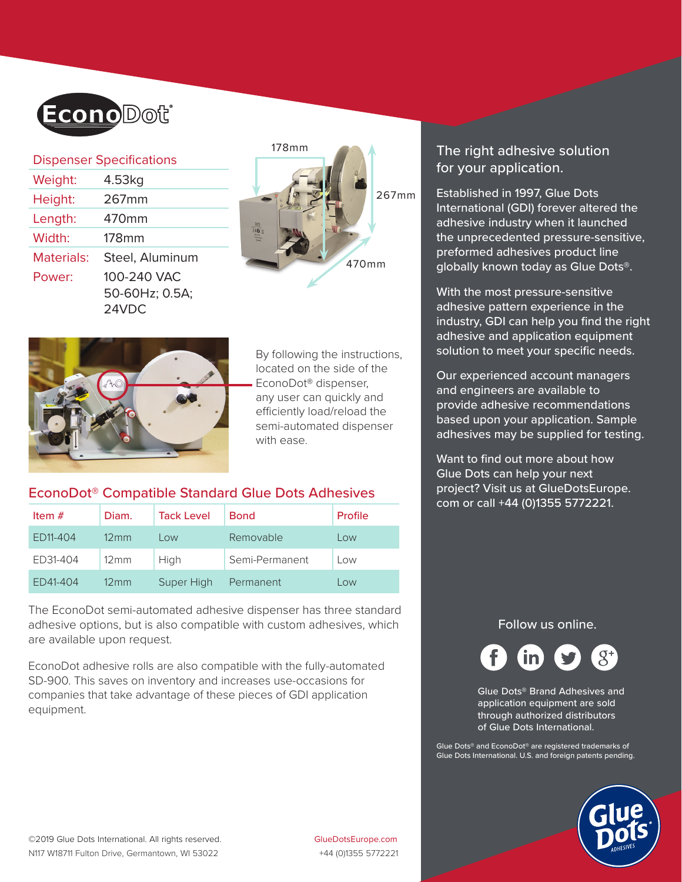# EconoDot®

## Dispenser Specifications

| | |
|---|---|
| Weight: | 4.53kg |
| Height: | 267mm |
| Length: | 470mm |
| Width: | 178mm |
| Materials: | Steel, Aluminum |
| Power: | 100-240 VAC 50-60Hz; 0.5A; 24VDC |

178mm

267mm

470mm

By following the instructions, located on the side of the EconoDot® dispenser, any user can quickly and efficiently load/reload the semi-automated dispenser with ease.

## EconoDot® Compatible Standard Glue Dots Adhesives

| Item # | Diam. | Tack Level | Bond | Profile |
|---|---|---|---|---|
| ED11-404 | 12mm | Low | Removable | Low |
| ED31-404 | 12mm | High | Semi-Permanent | Low |
| ED41-404 | 12mm | Super High | Permanent | Low |

The EconoDot semi-automated adhesive dispenser has three standard adhesive options, but is also compatible with custom adhesives, which are available upon request.

EconoDot adhesive rolls are also compatible with the fully-automated SD-900. This saves on inventory and increases use-occasions for companies that take advantage of these pieces of GDI application equipment.

## The right adhesive solution for your application.

Established in 1997, Glue Dots International (GDI) forever altered the adhesive industry when it launched the unprecedented pressure-sensitive, preformed adhesives product line globally known today as Glue Dots®.

With the most pressure-sensitive adhesive pattern experience in the industry, GDI can help you find the right adhesive and application equipment solution to meet your specific needs.

Our experienced account managers and engineers are available to provide adhesive recommendations based upon your application. Sample adhesives may be supplied for testing.

Want to find out more about how Glue Dots can help your next project? Visit us at GlueDotsEurope.com or call +44 (0)1355 5772221.

Follow us online.

Glue Dots® Brand Adhesives and application equipment are sold through authorized distributors of Glue Dots International.

Glue Dots® and EconoDot® are registered trademarks of Glue Dots International. U.S. and foreign patents pending.

©2019 Glue Dots International. All rights reserved.
N117 W18711 Fulton Drive, Germantown, WI 53022

GlueDotsEurope.com
+44 (0)1355 5772221